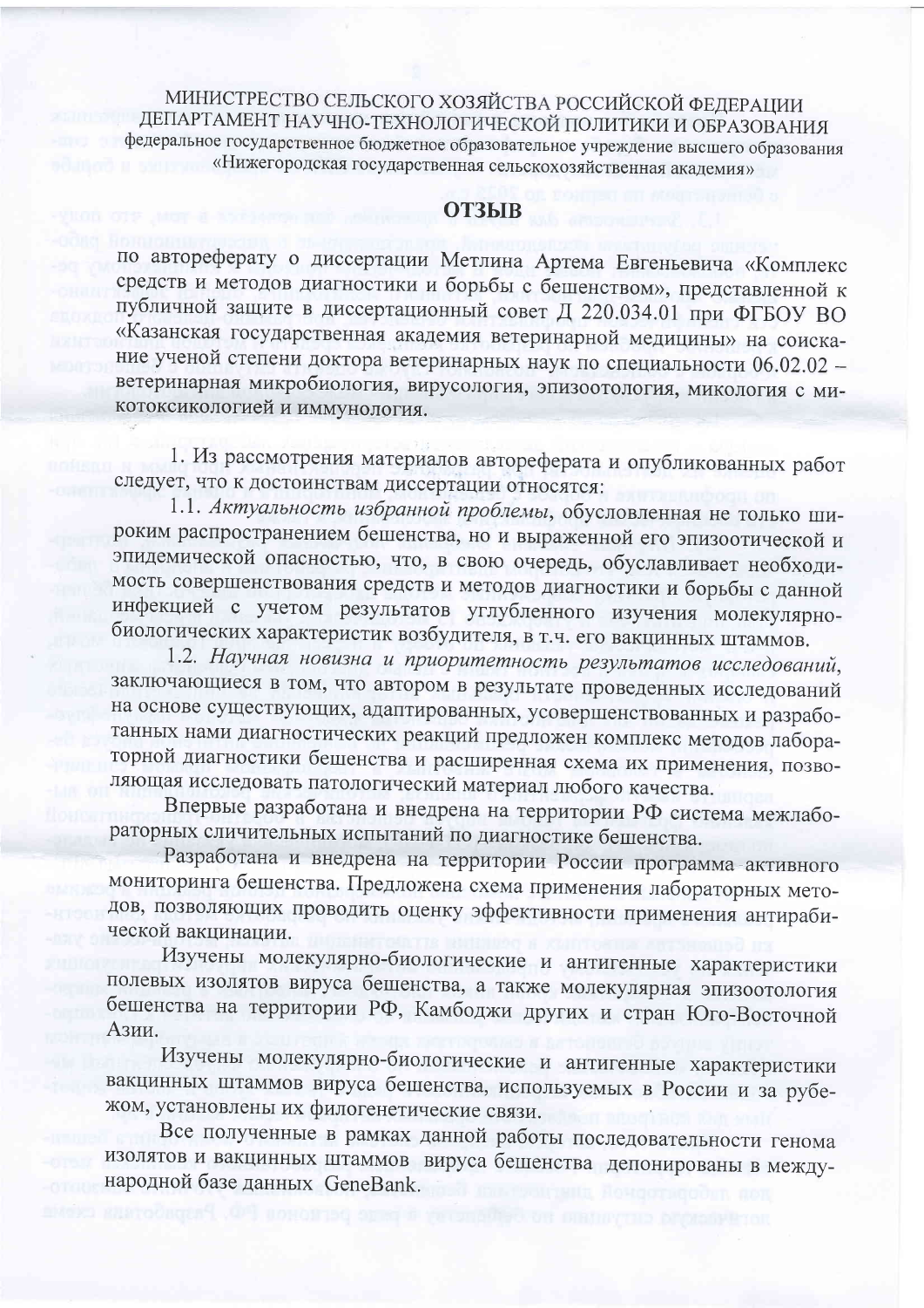МИНИСТРЕСТВО СЕЛЬСКОГО ХОЗЯЙСТВА РОССИЙСКОЙ ФЕДЕРАЦИИ
ДЕПАРТАМЕНТ НАУЧНО-ТЕХНОЛОГИЧЕСКОЙ ПОЛИТИКИ И ОБРАЗОВАНИЯ
федеральное государственное бюджетное образовательное учреждение высшего образования
«Нижегородская государственная сельскохозяйственная академия»

# ОТЗЫВ

по автореферату о диссертации Метлина Артема Евгеньевича «Комплекс средств и методов диагностики и борьбы с бешенством», представленной к публичной защите в диссертационный совет Д 220.034.01 при ФГБОУ ВО «Казанская государственная академия ветеринарной медицины» на соискание ученой степени доктора ветеринарных наук по специальности 06.02.02 – ветеринарная микробиология, вирусология, эпизоотология, микология с микотоксикологией и иммунология.

1. Из рассмотрения материалов автореферата и опубликованных работ следует, что к достоинствам диссертации относятся:

1.1. *Актуальность избранной проблемы*, обусловленная не только широким распространением бешенства, но и выраженной его эпизоотической и эпидемической опасностью, что, в свою очередь, обуславливает необходимость совершенствования средств и методов диагностики и борьбы с данной инфекцией с учетом результатов углубленного изучения молекулярно-биологических характеристик возбудителя, в т.ч. его вакцинных штаммов.

1.2. *Научная новизна и приоритетность результатов исследований*, заключающиеся в том, что автором в результате проведенных исследований на основе существующих, адаптированных, усовершенствованных и разработанных нами диагностических реакций предложен комплекс методов лабораторной диагностики бешенства и расширенная схема их применения, позволяющая исследовать патологический материал любого качества.

Впервые разработана и внедрена на территории РФ система межлабораторных сличительных испытаний по диагностике бешенства.

Разработана и внедрена на территории России программа активного мониторинга бешенства. Предложена схема применения лабораторных методов, позволяющих проводить оценку эффективности применения антирабической вакцинации.

Изучены молекулярно-биологические и антигенные характеристики полевых изолятов вируса бешенства, а также молекулярная эпизоотология бешенства на территории РФ, Камбоджи других и стран Юго-Восточной Азии.

Изучены молекулярно-биологические и антигенные характеристики вакцинных штаммов вируса бешенства, используемых в России и за рубежом, установлены их филогенетические связи.

Все полученные в рамках данной работы последовательности генома изолятов и вакцинных штаммов вируса бешенства депонированы в международной базе данных GeneBank.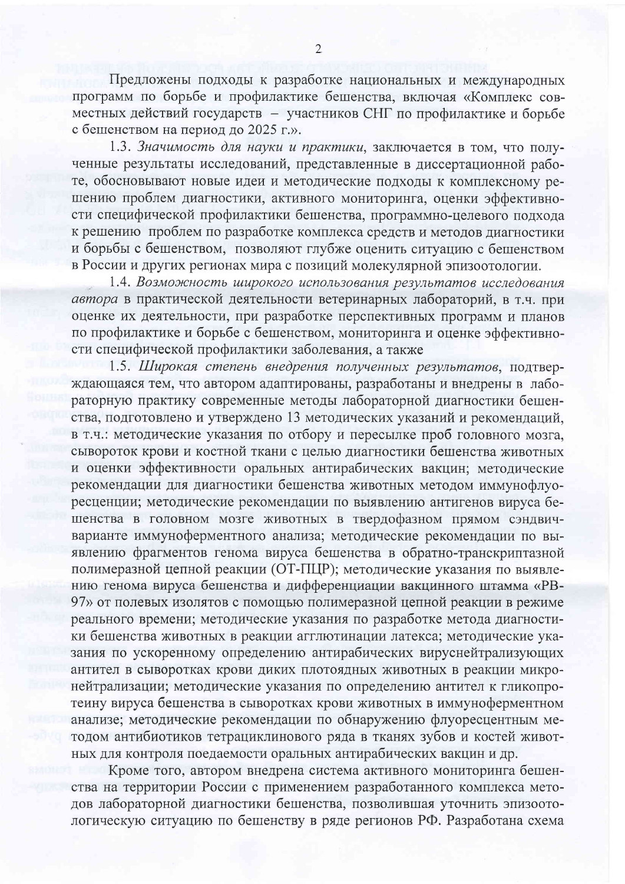Предложены подходы к разработке национальных и международных программ по борьбе и профилактике бешенства, включая «Комплекс совместных действий государств – участников СНГ по профилактике и борьбе с бешенством на период до 2025 г.».

1.3. *Значимость для науки и практики*, заключается в том, что полученные результаты исследований, представленные в диссертационной работе, обосновывают новые идеи и методические подходы к комплексному решению проблем диагностики, активного мониторинга, оценки эффективности специфической профилактики бешенства, программно-целевого подхода к решению проблем по разработке комплекса средств и методов диагностики и борьбы с бешенством, позволяют глубже оценить ситуацию с бешенством в России и других регионах мира с позиций молекулярной эпизоотологии.

1.4. *Возможность широкого использования результатов исследования автора* в практической деятельности ветеринарных лабораторий, в т.ч. при оценке их деятельности, при разработке перспективных программ и планов по профилактике и борьбе с бешенством, мониторинга и оценке эффективности специфической профилактики заболевания, а также

1.5. *Широкая степень внедрения полученных результатов*, подтверждающаяся тем, что автором адаптированы, разработаны и внедрены в лабораторную практику современные методы лабораторной диагностики бешенства, подготовлено и утверждено 13 методических указаний и рекомендаций, в т.ч.: методические указания по отбору и пересылке проб головного мозга, сывороток крови и костной ткани с целью диагностики бешенства животных и оценки эффективности оральных антирабических вакцин; методические рекомендации для диагностики бешенства животных методом иммунофлуоресценции; методические рекомендации по выявлению антигенов вируса бешенства в головном мозге животных в твердофазном прямом сэндвич-варианте иммуноферментного анализа; методические рекомендации по выявлению фрагментов генома вируса бешенства в обратно-транскриптазной полимеразной цепной реакции (ОТ-ПЦР); методические указания по выявлению генома вируса бешенства и дифференциации вакцинного штамма «РВ-97» от полевых изолятов с помощью полимеразной цепной реакции в режиме реального времени; методические указания по разработке метода диагностики бешенства животных в реакции агглютинации латекса; методические указания по ускоренному определению антирабических вируснейтрализующих антител в сыворотках крови диких плотоядных животных в реакции микронейтрализации; методические указания по определению антител к гликопротеину вируса бешенства в сыворотках крови животных в иммуноферментном анализе; методические рекомендации по обнаружению флуоресцентным методом антибиотиков тетрациклинового ряда в тканях зубов и костей животных для контроля поедаемости оральных антирабических вакцин и др.

Кроме того, автором внедрена система активного мониторинга бешенства на территории России с применением разработанного комплекса методов лабораторной диагностики бешенства, позволившая уточнить эпизоотологическую ситуацию по бешенству в ряде регионов РФ. Разработана схема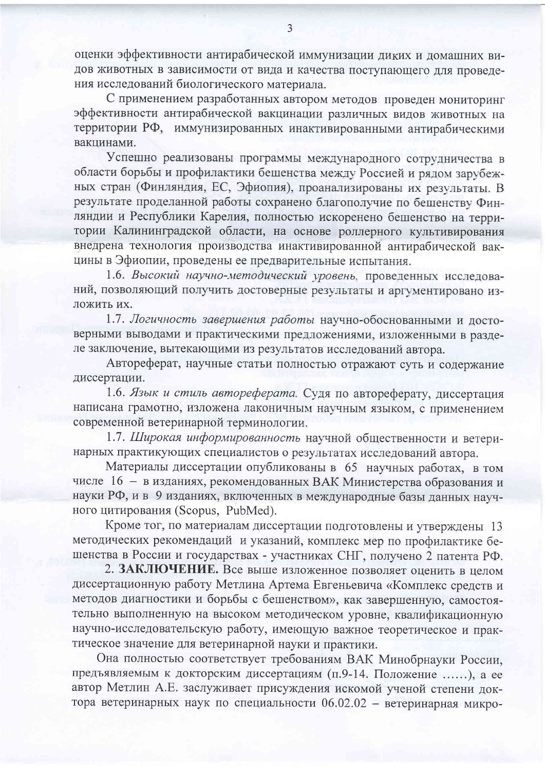оценки эффективности антирабической иммунизации диких и домашних видов животных в зависимости от вида и качества поступающего для проведения исследований биологического материала.

С применением разработанных автором методов проведен мониторинг эффективности антирабической вакцинации различных видов животных на территории РФ, иммунизированных инактивированными антирабическими вакцинами.

Успешно реализованы программы международного сотрудничества в области борьбы и профилактики бешенства между Россией и рядом зарубежных стран (Финляндия, ЕС, Эфиопия), проанализированы их результаты. В результате проделанной работы сохранено благополучие по бешенству Финляндии и Республики Карелия, полностью искоренено бешенство на территории Калининградской области, на основе роллерного культивирования внедрена технология производства инактивированной антирабической вакцины в Эфиопии, проведены ее предварительные испытания.

1.6. *Высокий научно-методический уровень*, проведенных исследований, позволяющий получить достоверные результаты и аргументировано изложить их.

1.7. *Логичность завершения работы* научно-обоснованными и достоверными выводами и практическими предложениями, изложенными в разделе заключение, вытекающими из результатов исследований автора.

Автореферат, научные статьи полностью отражают суть и содержание диссертации.

1.6. *Язык и стиль автореферата.* Судя по автореферату, диссертация написана грамотно, изложена лаконичным научным языком, с применением современной ветеринарной терминологии.

1.7. *Широкая информированность* научной общественности и ветеринарных практикующих специалистов о результатах исследований автора.

Материалы диссертации опубликованы в 65 научных работах, в том числе 16 – в изданиях, рекомендованных ВАК Министерства образования и науки РФ, и в 9 изданиях, включенных в международные базы данных научного цитирования (Scopus, PubMed).

Кроме тог, по материалам диссертации подготовлены и утверждены 13 методических рекомендаций и указаний, комплекс мер по профилактике бешенства в России и государствах - участниках СНГ, получено 2 патента РФ.

2. **ЗАКЛЮЧЕНИЕ.** Все выше изложенное позволяет оценить в целом диссертационную работу Метлина Артема Евгеньевича «Комплекс средств и методов диагностики и борьбы с бешенством», как завершенную, самостоятельно выполненную на высоком методическом уровне, квалификационную научно-исследовательскую работу, имеющую важное теоретическое и практическое значение для ветеринарной науки и практики.

Она полностью соответствует требованиям ВАК Минобрнауки России, предъявляемым к докторским диссертациям (п.9-14. Положение ......), а ее автор Метлин А.Е. заслуживает присуждения искомой ученой степени доктора ветеринарных наук по специальности 06.02.02 – ветеринарная микро-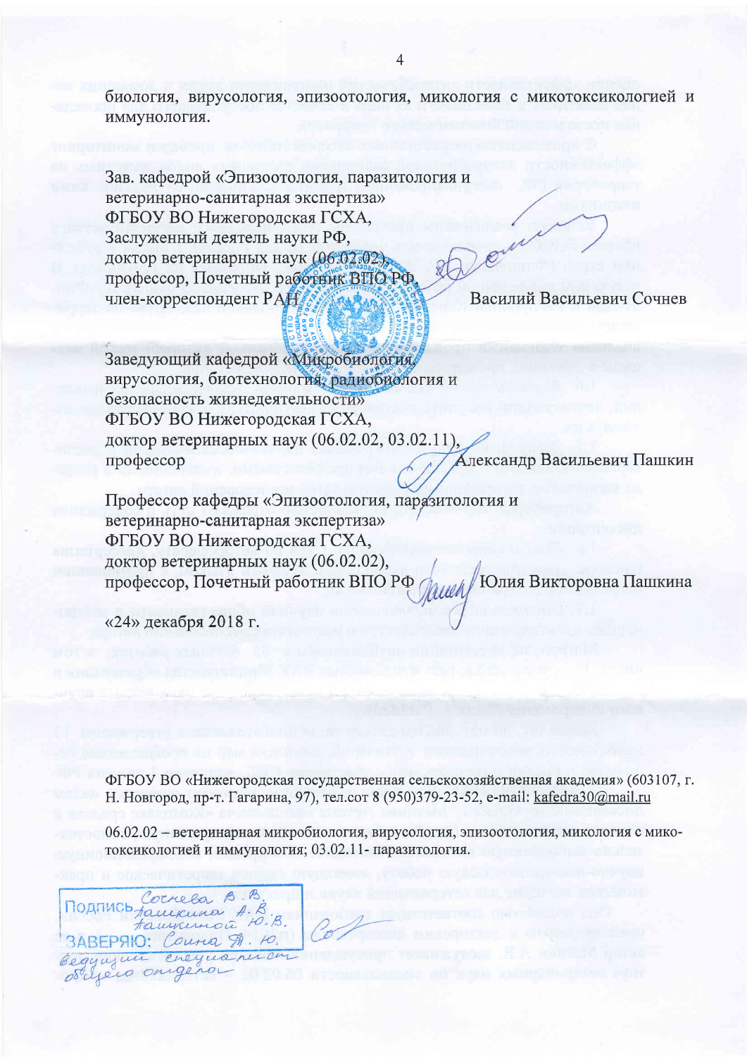биология, вирусология, эпизоотология, микология с микотоксикологией и иммунология.

Зав. кафедрой «Эпизоотология, паразитология и ветеринарно-санитарная экспертиза»
ФГБОУ ВО Нижегородская ГСХА,
Заслуженный деятель науки РФ,
доктор ветеринарных наук (06.02.02),
профессор, Почетный работник ВПО РФ,
член-корреспондент РАН — Василий Васильевич Сочнев

Заведующий кафедрой «Микробиология, вирусология, биотехнология, радиобиология и безопасность жизнедеятельности»
ФГБОУ ВО Нижегородская ГСХА,
доктор ветеринарных наук (06.02.02, 03.02.11),
профессор — Александр Васильевич Пашкин

Профессор кафедры «Эпизоотология, паразитология и ветеринарно-санитарная экспертиза»
ФГБОУ ВО Нижегородская ГСХА,
доктор ветеринарных наук (06.02.02),
профессор, Почетный работник ВПО РФ — Юлия Викторовна Пашкина

«24» декабря 2018 г.

ФГБОУ ВО «Нижегородская государственная сельскохозяйственная академия» (603107, г. Н. Новгород, пр-т. Гагарина, 97), тел.сот 8 (950)379-23-52, e-mail: kafedra30@mail.ru

06.02.02 – ветеринарная микробиология, вирусология, эпизоотология, микология с микотоксикологией и иммунология; 03.02.11- паразитология.

Подпись Сочнева В.В.
Пашкина А.В.
Пашкиной Ю.В.
ЗАВЕРЯЮ: Соина Я. Ю.
ведущий специалист общего отдела